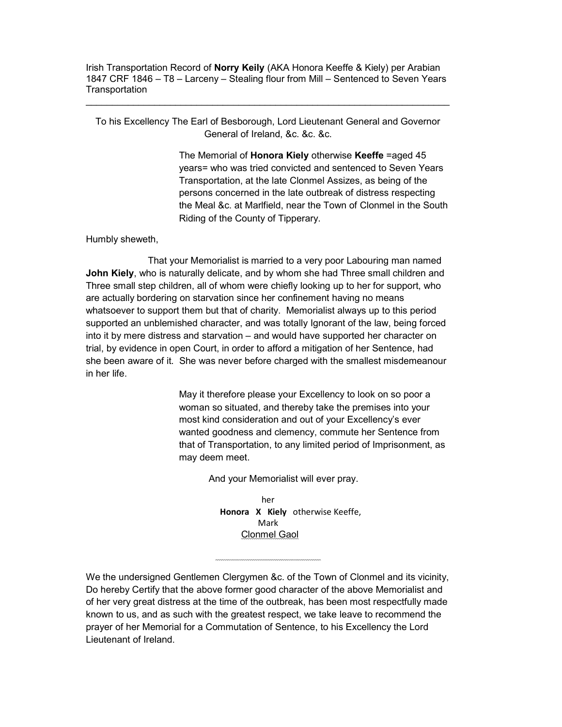Irish Transportation Record of **Norry Keily** (AKA Honora Keeffe & Kiely) per Arabian 1847 CRF 1846 – T8 – Larceny – Stealing flour from Mill – Sentenced to Seven Years Transportation

---

To his Excellency The Earl of Besborough, Lord Lieutenant General and Governor General of Ireland, &c. &c. &c.

The Memorial of **Honora Kiely** otherwise **Keeffe** =aged 45 years= who was tried convicted and sentenced to Seven Years Transportation, at the late Clonmel Assizes, as being of the persons concerned in the late outbreak of distress respecting the Meal &c. at Marlfield, near the Town of Clonmel in the South Riding of the County of Tipperary.

Humbly sheweth,

That your Memorialist is married to a very poor Labouring man named **John Kiely**, who is naturally delicate, and by whom she had Three small children and Three small step children, all of whom were chiefly looking up to her for support, who are actually bordering on starvation since her confinement having no means whatsoever to support them but that of charity. Memorialist always up to this period supported an unblemished character, and was totally Ignorant of the law, being forced into it by mere distress and starvation – and would have supported her character on trial, by evidence in open Court, in order to afford a mitigation of her Sentence, had she been aware of it. She was never before charged with the smallest misdemeanour in her life.

May it therefore please your Excellency to look on so poor a woman so situated, and thereby take the premises into your most kind consideration and out of your Excellency's ever wanted goodness and clemency, commute her Sentence from that of Transportation, to any limited period of Imprisonment, as may deem meet.

And your Memorialist will ever pray.

her
**Honora X Kiely** otherwise Keeffe,
Mark
Clonmel Gaol

---

We the undersigned Gentlemen Clergymen &c. of the Town of Clonmel and its vicinity, Do hereby Certify that the above former good character of the above Memorialist and of her very great distress at the time of the outbreak, has been most respectfully made known to us, and as such with the greatest respect, we take leave to recommend the prayer of her Memorial for a Commutation of Sentence, to his Excellency the Lord Lieutenant of Ireland.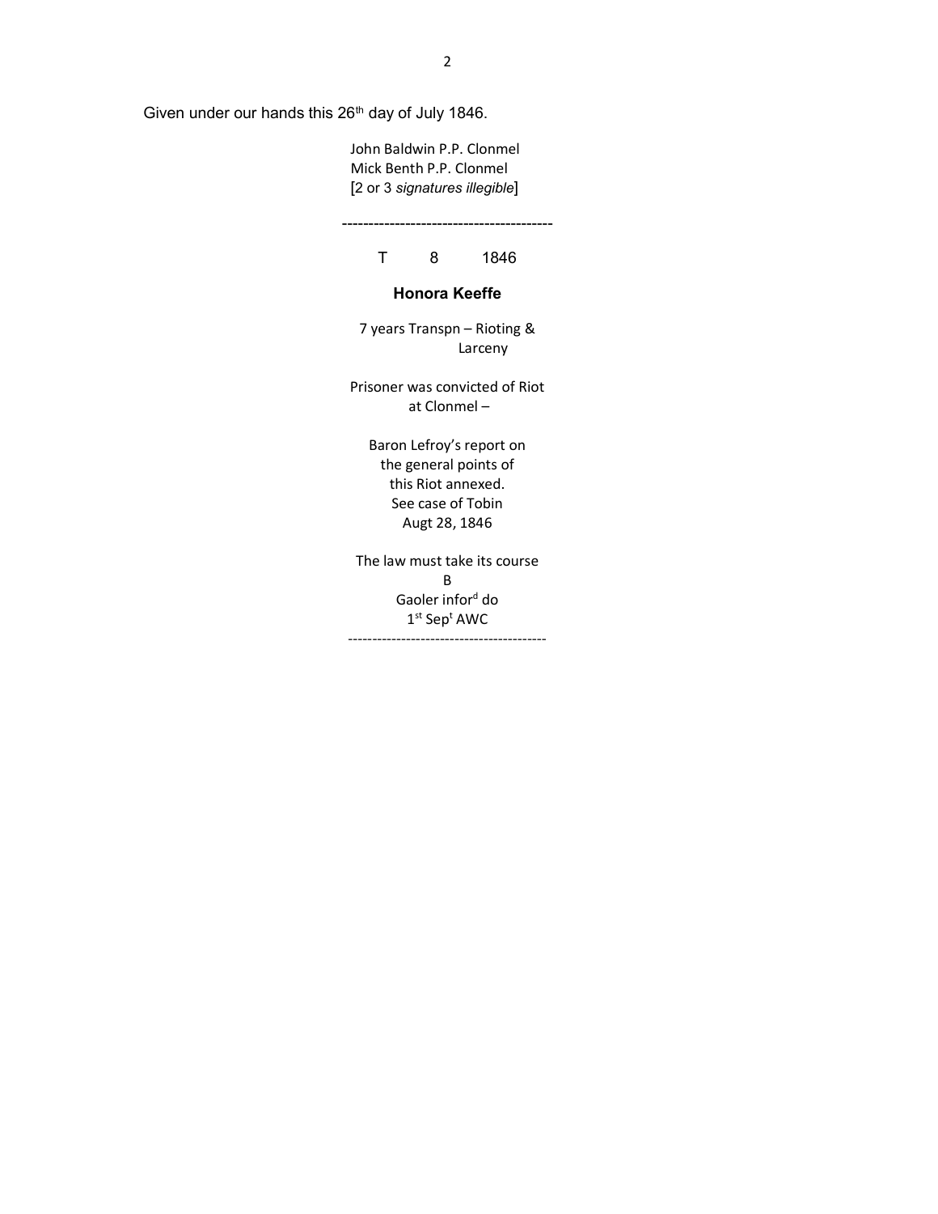Given under our hands this 26th day of July 1846.

John Baldwin P.P. Clonmel
Mick Benth P.P. Clonmel
[2 or 3 *signatures illegible*]

----------------------------------------

T 8 1846

**Honora Keeffe**

7 years Transpn – Rioting & Larceny

Prisoner was convicted of Riot at Clonmel –

Baron Lefroy's report on the general points of this Riot annexed. See case of Tobin Augt 28, 1846

The law must take its course
B
Gaoler infor[d] do
1st Sept AWC

----------------------------------------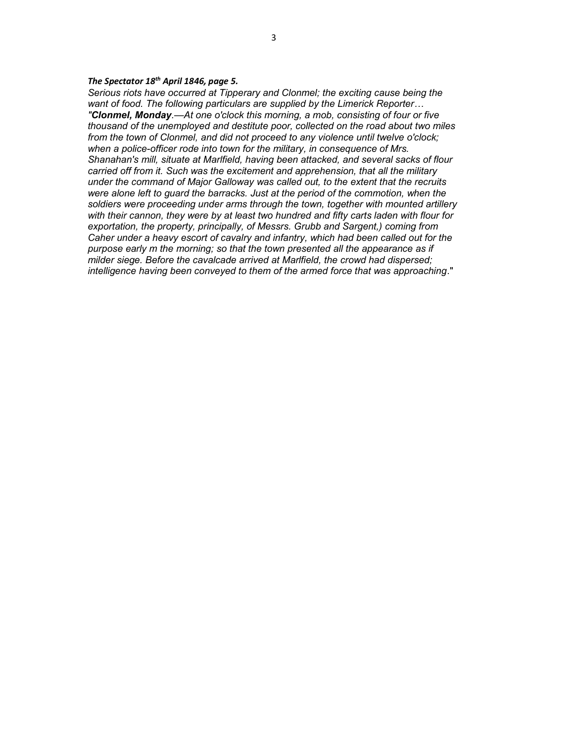***The Spectator 18th April 1846, page 5.***

*Serious riots have occurred at Tipperary and Clonmel; the exciting cause being the want of food. The following particulars are supplied by the Limerick Reporter…*

*"**Clonmel, Monday**.—At one o'clock this morning, a mob, consisting of four or five thousand of the unemployed and destitute poor, collected on the road about two miles from the town of Clonmel, and did not proceed to any violence until twelve o'clock; when a police-officer rode into town for the military, in consequence of Mrs. Shanahan's mill, situate at Marlfield, having been attacked, and several sacks of flour carried off from it. Such was the excitement and apprehension, that all the military under the command of Major Galloway was called out, to the extent that the recruits were alone left to guard the barracks. Just at the period of the commotion, when the soldiers were proceeding under arms through the town, together with mounted artillery with their cannon, they were by at least two hundred and fifty carts laden with flour for exportation, the property, principally, of Messrs. Grubb and Sargent,) coming from Caher under a heavy escort of cavalry and infantry, which had been called out for the purpose early m the morning; so that the town presented all the appearance as if milder siege. Before the cavalcade arrived at Marlfield, the crowd had dispersed; intelligence having been conveyed to them of the armed force that was approaching*."